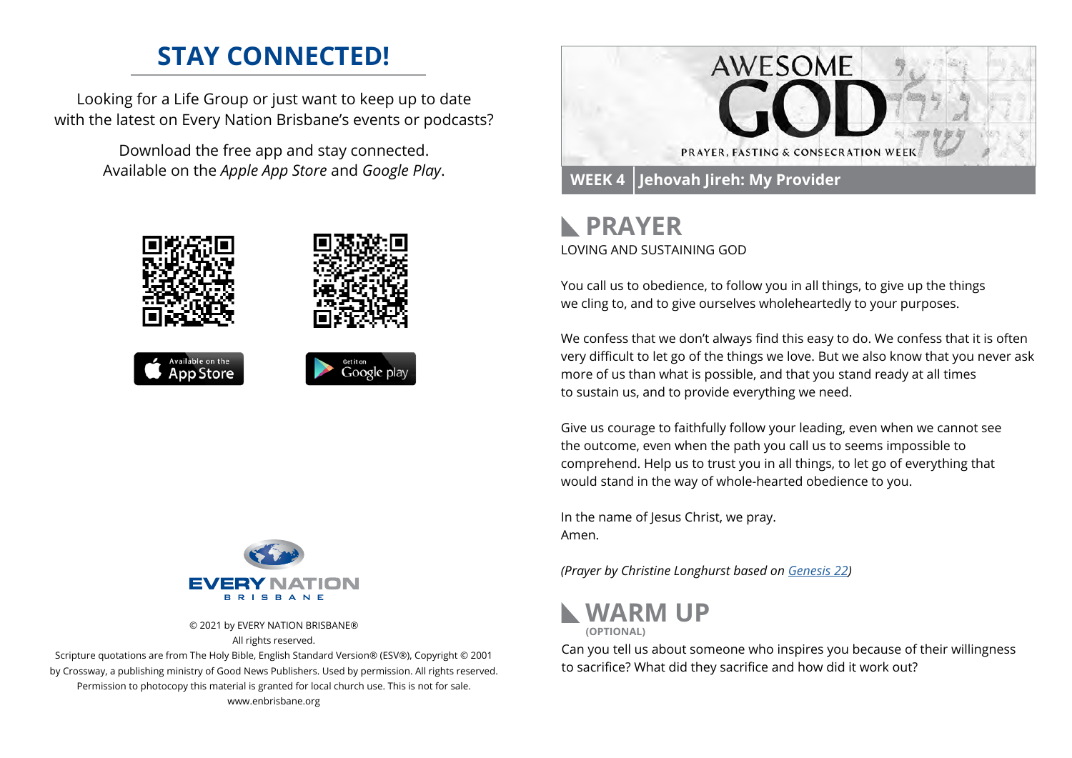## STAY CONNECTED!

Looking for a Life Group or just want to keep up to date with the latest on Every Nation Brisbane's events or podcasts?

Download the free app and stay connected. Available on the *Apple App Store* and *Google Play*.

© 2021 by EVERY NATION BRISBANE®
All rights reserved.
Scripture quotations are from The Holy Bible, English Standard Version® (ESV®), Copyright © 2001 by Crossway, a publishing ministry of Good News Publishers. Used by permission. All rights reserved.
Permission to photocopy this material is granted for local church use. This is not for sale.
www.enbrisbane.org

# AWESOME GOD

PRAYER, FASTING & CONSECRATION WEEK

**WEEK 4 | Jehovah Jireh: My Provider**

## PRAYER

LOVING AND SUSTAINING GOD

You call us to obedience, to follow you in all things, to give up the things we cling to, and to give ourselves wholeheartedly to your purposes.

We confess that we don't always find this easy to do. We confess that it is often very difficult to let go of the things we love. But we also know that you never ask more of us than what is possible, and that you stand ready at all times to sustain us, and to provide everything we need.

Give us courage to faithfully follow your leading, even when we cannot see the outcome, even when the path you call us to seems impossible to comprehend. Help us to trust you in all things, to let go of everything that would stand in the way of whole-hearted obedience to you.

In the name of Jesus Christ, we pray.
Amen.

*(Prayer by Christine Longhurst based on Genesis 22)*

## WARM UP

**(OPTIONAL)**

Can you tell us about someone who inspires you because of their willingness to sacrifice? What did they sacrifice and how did it work out?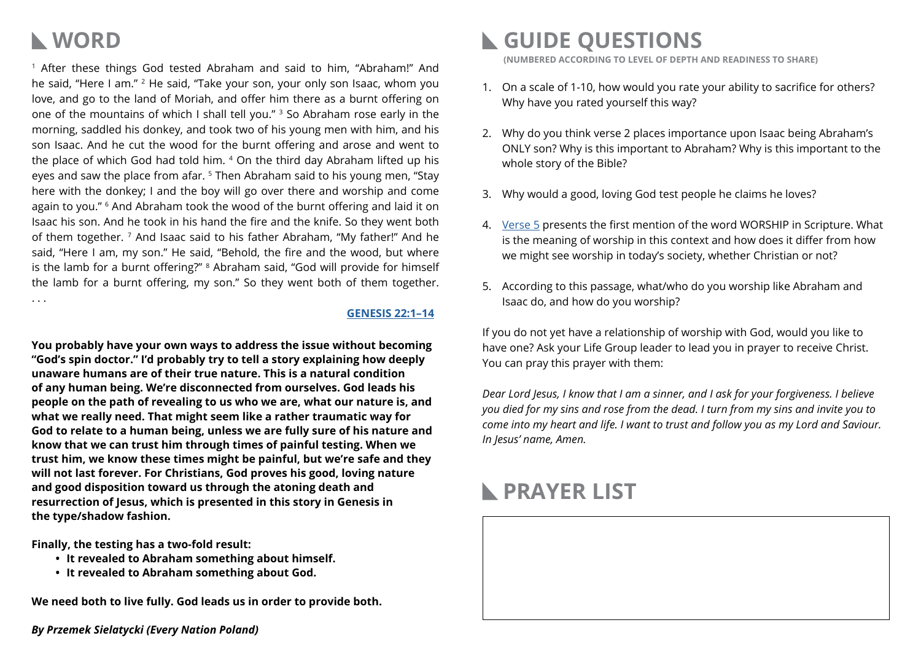## WORD

[1] After these things God tested Abraham and said to him, "Abraham!" And he said, "Here I am." [2] He said, "Take your son, your only son Isaac, whom you love, and go to the land of Moriah, and offer him there as a burnt offering on one of the mountains of which I shall tell you." [3] So Abraham rose early in the morning, saddled his donkey, and took two of his young men with him, and his son Isaac. And he cut the wood for the burnt offering and arose and went to the place of which God had told him. [4] On the third day Abraham lifted up his eyes and saw the place from afar. [5] Then Abraham said to his young men, "Stay here with the donkey; I and the boy will go over there and worship and come again to you." [6] And Abraham took the wood of the burnt offering and laid it on Isaac his son. And he took in his hand the fire and the knife. So they went both of them together. [7] And Isaac said to his father Abraham, "My father!" And he said, "Here I am, my son." He said, "Behold, the fire and the wood, but where is the lamb for a burnt offering?" [8] Abraham said, "God will provide for himself the lamb for a burnt offering, my son." So they went both of them together. . . .

**GENESIS 22:1–14**

**You probably have your own ways to address the issue without becoming "God's spin doctor." I'd probably try to tell a story explaining how deeply unaware humans are of their true nature. This is a natural condition of any human being. We're disconnected from ourselves. God leads his people on the path of revealing to us who we are, what our nature is, and what we really need. That might seem like a rather traumatic way for God to relate to a human being, unless we are fully sure of his nature and know that we can trust him through times of painful testing. When we trust him, we know these times might be painful, but we're safe and they will not last forever. For Christians, God proves his good, loving nature and good disposition toward us through the atoning death and resurrection of Jesus, which is presented in this story in Genesis in the type/shadow fashion.**

**Finally, the testing has a two-fold result:**

- **It revealed to Abraham something about himself.**
- **It revealed to Abraham something about God.**

**We need both to live fully. God leads us in order to provide both.**

***By Przemek Sielatycki (Every Nation Poland)***

## GUIDE QUESTIONS

**(NUMBERED ACCORDING TO LEVEL OF DEPTH AND READINESS TO SHARE)**

1. On a scale of 1-10, how would you rate your ability to sacrifice for others? Why have you rated yourself this way?
2. Why do you think verse 2 places importance upon Isaac being Abraham's ONLY son? Why is this important to Abraham? Why is this important to the whole story of the Bible?
3. Why would a good, loving God test people he claims he loves?
4. Verse 5 presents the first mention of the word WORSHIP in Scripture. What is the meaning of worship in this context and how does it differ from how we might see worship in today's society, whether Christian or not?
5. According to this passage, what/who do you worship like Abraham and Isaac do, and how do you worship?

If you do not yet have a relationship of worship with God, would you like to have one? Ask your Life Group leader to lead you in prayer to receive Christ. You can pray this prayer with them:

*Dear Lord Jesus, I know that I am a sinner, and I ask for your forgiveness. I believe you died for my sins and rose from the dead. I turn from my sins and invite you to come into my heart and life. I want to trust and follow you as my Lord and Saviour. In Jesus' name, Amen.*

## PRAYER LIST